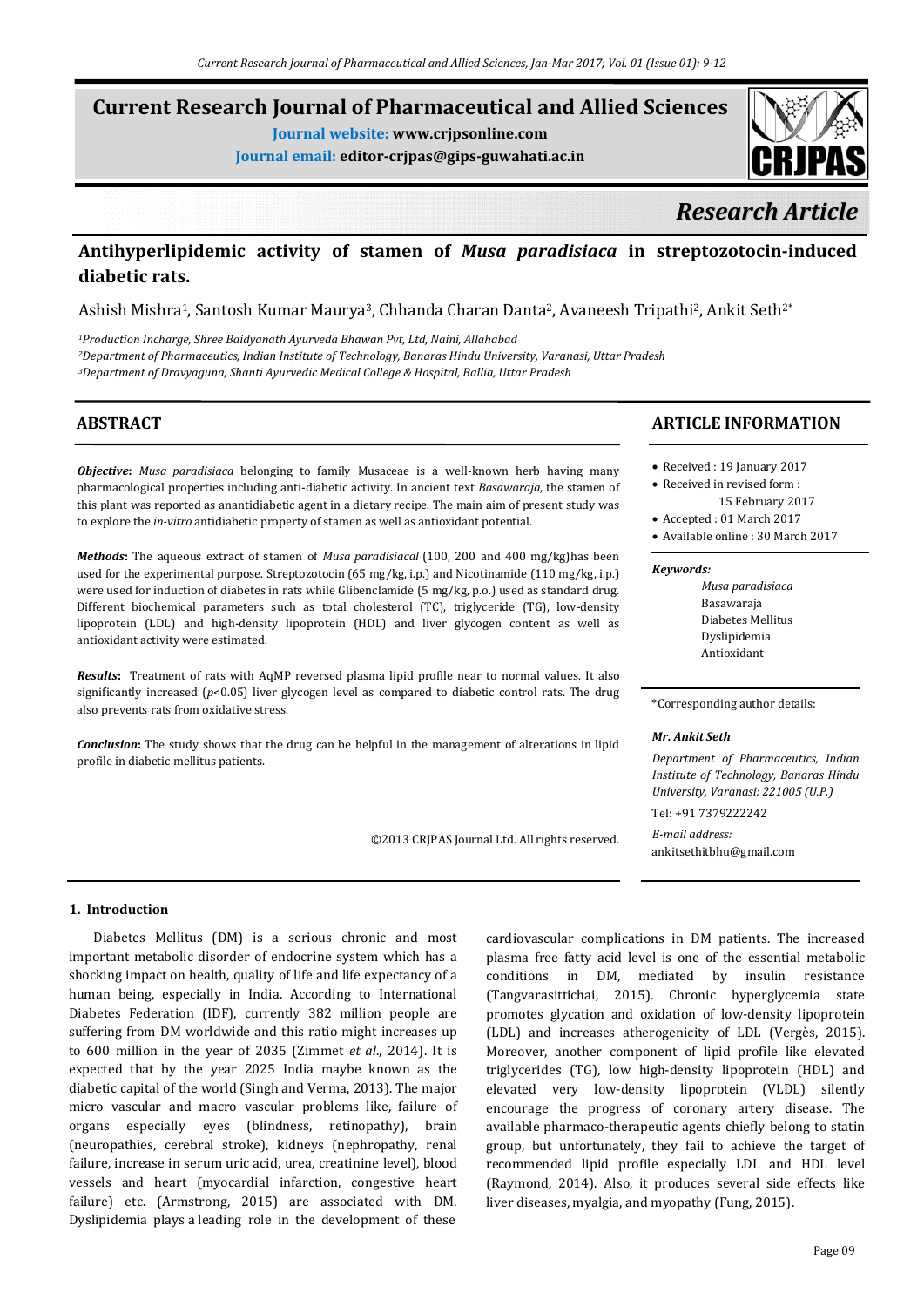# Current Research Journal of Pharmaceutical and Allied Sciences

**Journal website:** www.crjpsonline.com

**Journal email:** editor-crjpas@gips-guwahati.ac.in

*Research Article*

## Antihyperlipidemic activity of stamen of *Musa paradisiaca* in streptozotocin-induced diabetic rats.

Ashish Mishra[1], Santosh Kumar Maurya[3], Chhanda Charan Danta[2], Avaneesh Tripathi[2], Ankit Seth[2*]

[1]*Production Incharge, Shree Baidyanath Ayurveda Bhawan Pvt, Ltd, Naini, Allahabad*

[2]*Department of Pharmaceutics, Indian Institute of Technology, Banaras Hindu University, Varanasi, Uttar Pradesh*

[3]*Department of Dravyaguna, Shanti Ayurvedic Medical College & Hospital, Ballia, Uttar Pradesh*

## ABSTRACT

***Objective*:** *Musa paradisiaca* belonging to family Musaceae is a well-known herb having many pharmacological properties including anti-diabetic activity. In ancient text *Basawaraja*, the stamen of this plant was reported as anantidiabetic agent in a dietary recipe. The main aim of present study was to explore the *in-vitro* antidiabetic property of stamen as well as antioxidant potential.

***Methods*:** The aqueous extract of stamen of *Musa paradisiacal* (100, 200 and 400 mg/kg)has been used for the experimental purpose. Streptozotocin (65 mg/kg, i.p.) and Nicotinamide (110 mg/kg, i.p.) were used for induction of diabetes in rats while Glibenclamide (5 mg/kg, p.o.) used as standard drug. Different biochemical parameters such as total cholesterol (TC), triglyceride (TG), low-density lipoprotein (LDL) and high-density lipoprotein (HDL) and liver glycogen content as well as antioxidant activity were estimated.

***Results*:** Treatment of rats with AqMP reversed plasma lipid profile near to normal values. It also significantly increased ($p$<0.05) liver glycogen level as compared to diabetic control rats. The drug also prevents rats from oxidative stress.

***Conclusion*:** The study shows that the drug can be helpful in the management of alterations in lipid profile in diabetic mellitus patients.

©2013 CRJPAS Journal Ltd. All rights reserved.

## ARTICLE INFORMATION

- Received : 19 January 2017
- Received in revised form : 15 February 2017
- Accepted : 01 March 2017
- Available online : 30 March 2017

***Keywords:***

*Musa paradisiaca*
Basawaraja
Diabetes Mellitus
Dyslipidemia
Antioxidant

*Corresponding author details:

***Mr. Ankit Seth***

*Department of Pharmaceutics, Indian Institute of Technology, Banaras Hindu University, Varanasi: 221005 (U.P.)*

Tel: +91 7379222242

*E-mail address:* ankitsethitbhu@gmail.com

### 1. Introduction

Diabetes Mellitus (DM) is a serious chronic and most important metabolic disorder of endocrine system which has a shocking impact on health, quality of life and life expectancy of a human being, especially in India. According to International Diabetes Federation (IDF), currently 382 million people are suffering from DM worldwide and this ratio might increases up to 600 million in the year of 2035 (Zimmet *et al*., 2014). It is expected that by the year 2025 India maybe known as the diabetic capital of the world (Singh and Verma, 2013). The major micro vascular and macro vascular problems like, failure of organs especially eyes (blindness, retinopathy), brain (neuropathies, cerebral stroke), kidneys (nephropathy, renal failure, increase in serum uric acid, urea, creatinine level), blood vessels and heart (myocardial infarction, congestive heart failure) etc. (Armstrong, 2015) are associated with DM. Dyslipidemia plays a leading role in the development of these cardiovascular complications in DM patients. The increased plasma free fatty acid level is one of the essential metabolic conditions in DM, mediated by insulin resistance (Tangvarasittichai, 2015). Chronic hyperglycemia state promotes glycation and oxidation of low-density lipoprotein (LDL) and increases atherogenicity of LDL (Vergès, 2015). Moreover, another component of lipid profile like elevated triglycerides (TG), low high-density lipoprotein (HDL) and elevated very low-density lipoprotein (VLDL) silently encourage the progress of coronary artery disease. The available pharmaco-therapeutic agents chiefly belong to statin group, but unfortunately, they fail to achieve the target of recommended lipid profile especially LDL and HDL level (Raymond, 2014). Also, it produces several side effects like liver diseases, myalgia, and myopathy (Fung, 2015).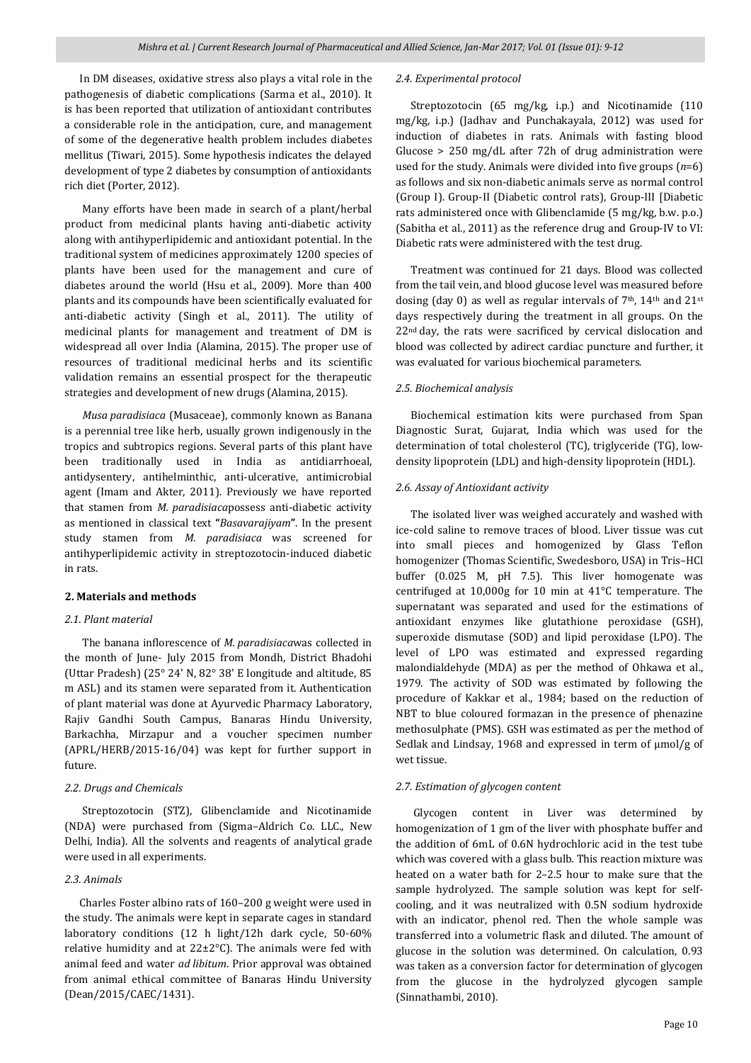In DM diseases, oxidative stress also plays a vital role in the pathogenesis of diabetic complications (Sarma et al., 2010). It is has been reported that utilization of antioxidant contributes a considerable role in the anticipation, cure, and management of some of the degenerative health problem includes diabetes mellitus (Tiwari, 2015). Some hypothesis indicates the delayed development of type 2 diabetes by consumption of antioxidants rich diet (Porter, 2012).

Many efforts have been made in search of a plant/herbal product from medicinal plants having anti-diabetic activity along with antihyperlipidemic and antioxidant potential. In the traditional system of medicines approximately 1200 species of plants have been used for the management and cure of diabetes around the world (Hsu et al., 2009). More than 400 plants and its compounds have been scientifically evaluated for anti-diabetic activity (Singh et al., 2011). The utility of medicinal plants for management and treatment of DM is widespread all over India (Alamina, 2015). The proper use of resources of traditional medicinal herbs and its scientific validation remains an essential prospect for the therapeutic strategies and development of new drugs (Alamina, 2015).

*Musa paradisiaca* (Musaceae), commonly known as Banana is a perennial tree like herb, usually grown indigenously in the tropics and subtropics regions. Several parts of this plant have been traditionally used in India as antidiarrhoeal, antidysentery, antihelminthic, anti-ulcerative, antimicrobial agent (Imam and Akter, 2011). Previously we have reported that stamen from *M. paradisiaca*possess anti-diabetic activity as mentioned in classical text **"***Basavarajiyam***"**. In the present study stamen from *M. paradisiaca* was screened for antihyperlipidemic activity in streptozotocin-induced diabetic in rats.

## 2. Materials and methods

### *2.1. Plant material*

The banana inflorescence of *M. paradisiaca*was collected in the month of June- July 2015 from Mondh, District Bhadohi (Uttar Pradesh) (25° 24' N, 82° 38' E longitude and altitude, 85 m ASL) and its stamen were separated from it. Authentication of plant material was done at Ayurvedic Pharmacy Laboratory, Rajiv Gandhi South Campus, Banaras Hindu University, Barkachha, Mirzapur and a voucher specimen number (APRL/HERB/2015-16/04) was kept for further support in future.

### *2.2. Drugs and Chemicals*

Streptozotocin (STZ), Glibenclamide and Nicotinamide (NDA) were purchased from (Sigma–Aldrich Co. LLC., New Delhi, India). All the solvents and reagents of analytical grade were used in all experiments.

### *2.3. Animals*

Charles Foster albino rats of 160–200 g weight were used in the study. The animals were kept in separate cages in standard laboratory conditions (12 h light/12h dark cycle, 50-60% relative humidity and at 22±2°C). The animals were fed with animal feed and water *ad libitum*. Prior approval was obtained from animal ethical committee of Banaras Hindu University (Dean/2015/CAEC/1431).

### *2.4. Experimental protocol*

Streptozotocin (65 mg/kg, i.p.) and Nicotinamide (110 mg/kg, i.p.) (Jadhav and Punchakayala, 2012) was used for induction of diabetes in rats. Animals with fasting blood Glucose > 250 mg/dL after 72h of drug administration were used for the study. Animals were divided into five groups (*n*=6) as follows and six non-diabetic animals serve as normal control (Group I). Group-II (Diabetic control rats), Group-III [Diabetic rats administered once with Glibenclamide (5 mg/kg, b.w. p.o.) (Sabitha et al., 2011) as the reference drug and Group-IV to VI: Diabetic rats were administered with the test drug.

Treatment was continued for 21 days. Blood was collected from the tail vein, and blood glucose level was measured before dosing (day 0) as well as regular intervals of 7th, 14th and 21st days respectively during the treatment in all groups. On the 22nd day, the rats were sacrificed by cervical dislocation and blood was collected by adirect cardiac puncture and further, it was evaluated for various biochemical parameters.

### *2.5. Biochemical analysis*

Biochemical estimation kits were purchased from Span Diagnostic Surat, Gujarat, India which was used for the determination of total cholesterol (TC), triglyceride (TG), low-density lipoprotein (LDL) and high-density lipoprotein (HDL).

### *2.6. Assay of Antioxidant activity*

The isolated liver was weighed accurately and washed with ice-cold saline to remove traces of blood. Liver tissue was cut into small pieces and homogenized by Glass Teflon homogenizer (Thomas Scientific, Swedesboro, USA) in Tris–HCl buffer (0.025 M, pH 7.5). This liver homogenate was centrifuged at 10,000g for 10 min at 41°C temperature. The supernatant was separated and used for the estimations of antioxidant enzymes like glutathione peroxidase (GSH), superoxide dismutase (SOD) and lipid peroxidase (LPO). The level of LPO was estimated and expressed regarding malondialdehyde (MDA) as per the method of Ohkawa et al., 1979. The activity of SOD was estimated by following the procedure of Kakkar et al., 1984; based on the reduction of NBT to blue coloured formazan in the presence of phenazine methosulphate (PMS). GSH was estimated as per the method of Sedlak and Lindsay, 1968 and expressed in term of μmol/g of wet tissue.

### *2.7. Estimation of glycogen content*

Glycogen content in Liver was determined by homogenization of 1 gm of the liver with phosphate buffer and the addition of 6mL of 0.6N hydrochloric acid in the test tube which was covered with a glass bulb. This reaction mixture was heated on a water bath for 2–2.5 hour to make sure that the sample hydrolyzed. The sample solution was kept for self-cooling, and it was neutralized with 0.5N sodium hydroxide with an indicator, phenol red. Then the whole sample was transferred into a volumetric flask and diluted. The amount of glucose in the solution was determined. On calculation, 0.93 was taken as a conversion factor for determination of glycogen from the glucose in the hydrolyzed glycogen sample (Sinnathambi, 2010).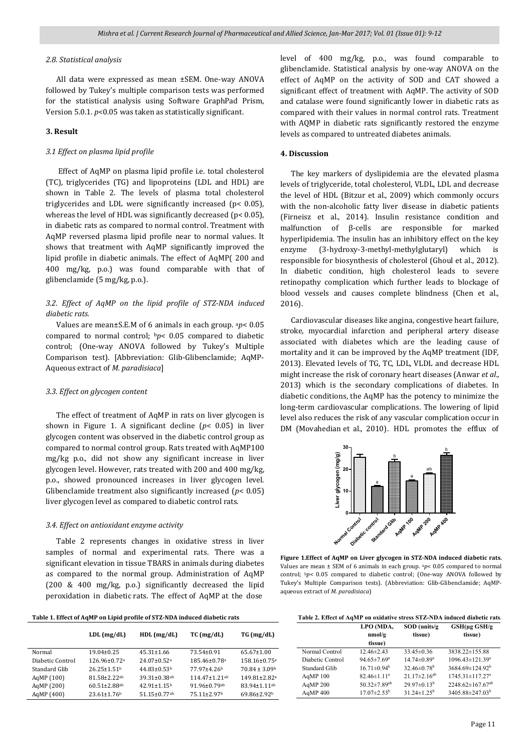#### 2.8. Statistical analysis

All data were expressed as mean ±SEM. One-way ANOVA followed by Tukey's multiple comparison tests was performed for the statistical analysis using Software GraphPad Prism, Version 5.0.1. $p$<0.05 was taken as statistically significant.

### 3. Result

#### 3.1 Effect on plasma lipid profile

Effect of AqMP on plasma lipid profile i.e. total cholesterol (TC), triglycerides (TG) and lipoproteins (LDL and HDL) are shown in Table 2. The levels of plasma total cholesterol triglycerides and LDL were significantly increased (p< 0.05), whereas the level of HDL was significantly decreased (p< 0.05), in diabetic rats as compared to normal control. Treatment with AqMP reversed plasma lipid profile near to normal values. It shows that treatment with AqMP significantly improved the lipid profile in diabetic animals. The effect of AqMP( 200 and 400 mg/kg, p.o.) was found comparable with that of glibenclamide (5 mg/kg, p.o.).

#### 3.2. Effect of AqMP on the lipid profile of STZ-NDA induced diabetic rats.

Values are mean±S.E.M of 6 animals in each group. [a]$p$< 0.05 compared to normal control; [b]$p$< 0.05 compared to diabetic control; (One-way ANOVA followed by Tukey's Multiple Comparison test). [Abbreviation: Glib-Glibenclamide; AqMP-Aqueous extract of *M. paradisiaca*]

#### 3.3. Effect on glycogen content

The effect of treatment of AqMP in rats on liver glycogen is shown in Figure 1. A significant decline ($p$< 0.05) in liver glycogen content was observed in the diabetic control group as compared to normal control group. Rats treated with AqMP100 mg/kg p.o., did not show any significant increase in liver glycogen level. However, rats treated with 200 and 400 mg/kg, p.o., showed pronounced increases in liver glycogen level. Glibenclamide treatment also significantly increased ($p$< 0.05) liver glycogen level as compared to diabetic control rats.

#### 3.4. Effect on antioxidant enzyme activity

Table 2 represents changes in oxidative stress in liver samples of normal and experimental rats. There was a significant elevation in tissue TBARS in animals during diabetes as compared to the normal group. Administration of AqMP (200 & 400 mg/kg, p.o.) significantly decreased the lipid peroxidation in diabetic rats. The effect of AqMP at the dose level of 400 mg/kg, p.o., was found comparable to glibenclamide. Statistical analysis by one-way ANOVA on the effect of AqMP on the activity of SOD and CAT showed a significant effect of treatment with AqMP. The activity of SOD and catalase were found significantly lower in diabetic rats as compared with their values in normal control rats. Treatment with AQMP in diabetic rats significantly restored the enzyme levels as compared to untreated diabetes animals.

### 4. Discussion

The key markers of dyslipidemia are the elevated plasma levels of triglyceride, total cholesterol, VLDL, LDL and decrease the level of HDL (Bitzur et al., 2009) which commonly occurs with the non-alcoholic fatty liver disease in diabetic patients (Firneisz et al., 2014). Insulin resistance condition and malfunction of β-cells are responsible for marked hyperlipidemia. The insulin has an inhibitory effect on the key enzyme (3-hydroxy-3-methyl-methylglutaryl) which is responsible for biosynthesis of cholesterol (Ghoul et al., 2012). In diabetic condition, high cholesterol leads to severe retinopathy complication which further leads to blockage of blood vessels and causes complete blindness (Chen et al., 2016).

Cardiovascular diseases like angina, congestive heart failure, stroke, myocardial infarction and peripheral artery disease associated with diabetes which are the leading cause of mortality and it can be improved by the AqMP treatment (IDF, 2013). Elevated levels of TG, TC, LDL, VLDL and decrease HDL might increase the risk of coronary heart diseases (Anwar *et al*., 2013) which is the secondary complications of diabetes. In diabetic conditions, the AqMP has the potency to minimize the long-term cardiovascular complications. The lowering of lipid level also reduces the risk of any vascular complication occur in DM (Movahedian et al., 2010). HDL promotes the efflux of

**Figure 1.Effect of AqMP on Liver glycogen in STZ-NDA induced diabetic rats.** Values are mean ± SEM of 6 animals in each group. [a]$p$< 0.05 compared to normal control; [b]$p$< 0.05 compared to diabetic control; (One-way ANOVA followed by Tukey's Multiple Comparison tests). (Abbreviation: Glib-Glibenclamide; AqMP-aqueous extract of *M. paradisiaca*)

**Table 1. Effect of AqMP on Lipid profile of STZ-NDA induced diabetic rats**

| | LDL (mg/dL) | HDL (mg/dL) | TC (mg/dL) | TG (mg/dL) |
|---|---|---|---|---|
| Normal | 19.04±0.25 | 45.31±1.66 | 73.54±0.91 | 65.67±1.00 |
| Diabetic Control | 126.96±0.72[a] | 24.07±0.52[a] | 185.46±0.78[a] | 158.16±0.75[a] |
| Standard Glib | 26.25±1.51[b] | 44.83±0.53[b] | 77.97±4.26[b] | 70.84 ± 3.09[b] |
| AqMP (100) | 81.58±2.22[ab] | 39.31±0.38[ab] | 114.47±1.21[ab] | 149.81±2.82[a] |
| AqMP (200) | 60.51±2.88[ab] | 42.91±1.15[b] | 91.96±0.79[ab] | 83.94±1.11[ab] |
| AqMP (400) | 23.61±1.76[b] | 51.15±0.77[ab] | 75.11±2.97[b] | 69.86±2.92[b] |

**Table 2. Effect of AqMP on oxidative stress STZ-NDA induced diabetic rats**.

| | LPO (MDA, nmol/g tissue) | SOD (units/g tissue) | GSH(µg GSH/g tissue) |
|---|---|---|---|
| Normal Control | 12.46±2.43 | 33.45±0.36 | 3838.22±155.88 |
| Diabetic Control | 94.65±7.69[a] | 14.74±0.89[a] | 1096.43±121.39[a] |
| Standard Glib | 16.71±0.94[b] | 32.46±0.78[b] | 3684.69±124.92[b] |
| AqMP 100 | 82.46±1.11[a] | 21.17±2.16[ab] | 1745.31±117.27[a] |
| AqMP 200 | 50.32±7.89[ab] | 29.97±0.13[b] | 2248.62±167.67[ab] |
| AqMP 400 | 17.07±2.53[b] | 31.24±1.25[b] | 3405.88±247.03[b] |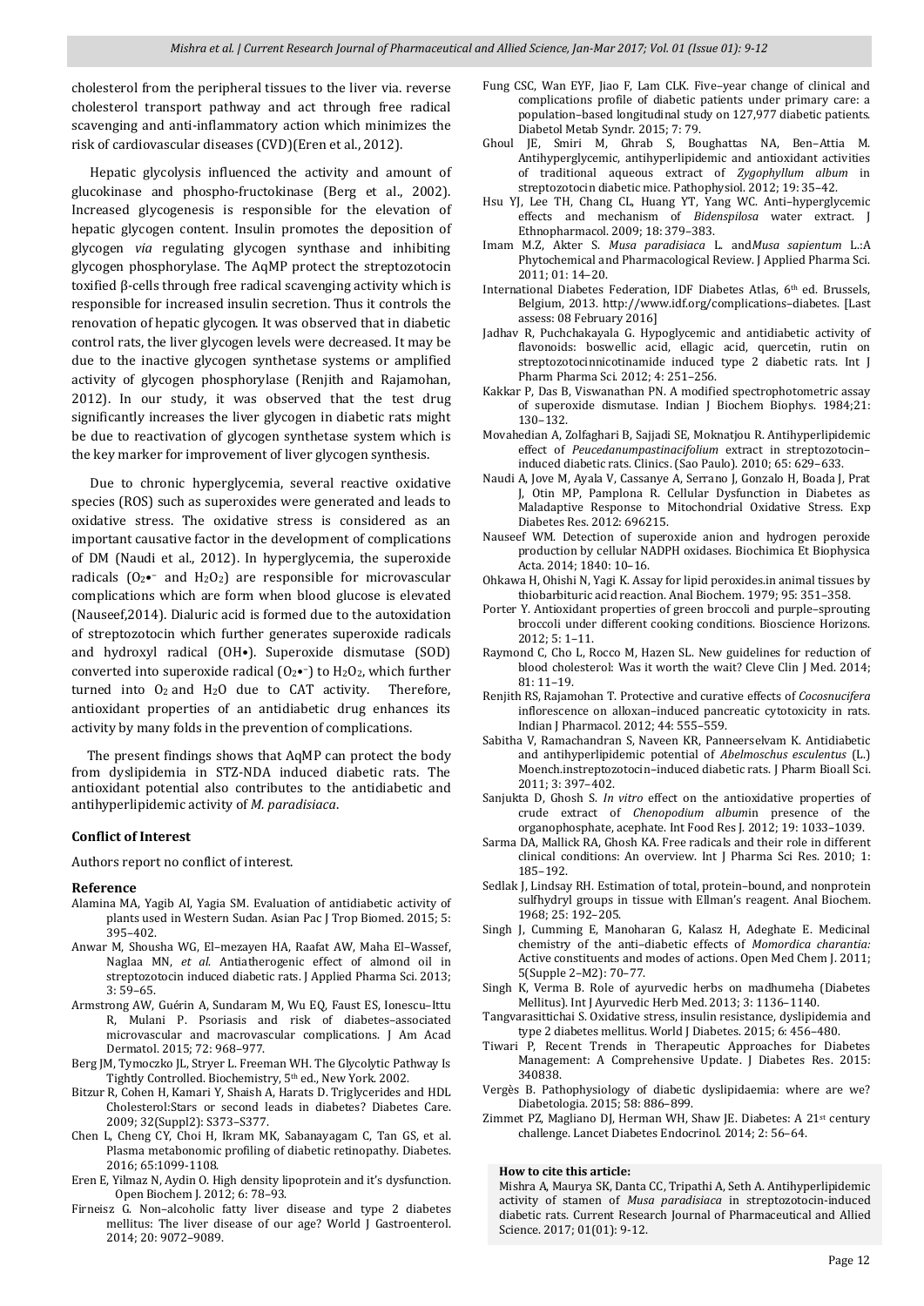cholesterol from the peripheral tissues to the liver via. reverse cholesterol transport pathway and act through free radical scavenging and anti-inflammatory action which minimizes the risk of cardiovascular diseases (CVD)(Eren et al., 2012).

Hepatic glycolysis influenced the activity and amount of glucokinase and phospho-fructokinase (Berg et al., 2002). Increased glycogenesis is responsible for the elevation of hepatic glycogen content. Insulin promotes the deposition of glycogen *via* regulating glycogen synthase and inhibiting glycogen phosphorylase. The AqMP protect the streptozotocin toxified β-cells through free radical scavenging activity which is responsible for increased insulin secretion. Thus it controls the renovation of hepatic glycogen. It was observed that in diabetic control rats, the liver glycogen levels were decreased. It may be due to the inactive glycogen synthetase systems or amplified activity of glycogen phosphorylase (Renjith and Rajamohan, 2012). In our study, it was observed that the test drug significantly increases the liver glycogen in diabetic rats might be due to reactivation of glycogen synthetase system which is the key marker for improvement of liver glycogen synthesis.

Due to chronic hyperglycemia, several reactive oxidative species (ROS) such as superoxides were generated and leads to oxidative stress. The oxidative stress is considered as an important causative factor in the development of complications of DM (Naudi et al., 2012). In hyperglycemia, the superoxide radicals ($O_2 \bullet^-$ and $H_2O_2$) are responsible for microvascular complications which are form when blood glucose is elevated (Nauseef,2014). Dialuric acid is formed due to the autoxidation of streptozotocin which further generates superoxide radicals and hydroxyl radical ($OH \bullet$). Superoxide dismutase (SOD) converted into superoxide radical ($O_2 \bullet^-$) to $H_2O_2$, which further turned into $O_2$ and $H_2O$ due to CAT activity. Therefore, antioxidant properties of an antidiabetic drug enhances its activity by many folds in the prevention of complications.

The present findings shows that AqMP can protect the body from dyslipidemia in STZ-NDA induced diabetic rats. The antioxidant potential also contributes to the antidiabetic and antihyperlipidemic activity of *M. paradisiaca*.

## Conflict of Interest

Authors report no conflict of interest.

## Reference

- Alamina MA, Yagib AI, Yagia SM. Evaluation of antidiabetic activity of plants used in Western Sudan. Asian Pac J Trop Biomed. 2015; 5: 395–402.
- Anwar M, Shousha WG, El–mezayen HA, Raafat AW, Maha El–Wassef, Naglaa MN, *et al.* Antiatherogenic effect of almond oil in streptozotocin induced diabetic rats. J Applied Pharma Sci. 2013; 3: 59–65.
- Armstrong AW, Guérin A, Sundaram M, Wu EQ, Faust ES, Ionescu–Ittu R, Mulani P. Psoriasis and risk of diabetes–associated microvascular and macrovascular complications. J Am Acad Dermatol. 2015; 72: 968–977.
- Berg JM, Tymoczko JL, Stryer L. Freeman WH. The Glycolytic Pathway Is Tightly Controlled. Biochemistry, 5th ed., New York. 2002.
- Bitzur R, Cohen H, Kamari Y, Shaish A, Harats D. Triglycerides and HDL Cholesterol:Stars or second leads in diabetes? Diabetes Care. 2009; 32(Suppl2): S373–S377.
- Chen L, Cheng CY, Choi H, Ikram MK, Sabanayagam C, Tan GS, et al. Plasma metabonomic profiling of diabetic retinopathy. Diabetes. 2016; 65:1099-1108.
- Eren E, Yilmaz N, Aydin O. High density lipoprotein and it's dysfunction. Open Biochem J. 2012; 6: 78–93.
- Firneisz G. Non–alcoholic fatty liver disease and type 2 diabetes mellitus: The liver disease of our age? World J Gastroenterol. 2014; 20: 9072–9089.
- Fung CSC, Wan EYF, Jiao F, Lam CLK. Five–year change of clinical and complications profile of diabetic patients under primary care: a population–based longitudinal study on 127,977 diabetic patients. Diabetol Metab Syndr. 2015; 7: 79.
- Ghoul JE, Smiri M, Ghrab S, Boughattas NA, Ben–Attia M. Antihyperglycemic, antihyperlipidemic and antioxidant activities of traditional aqueous extract of *Zygophyllum album* in streptozotocin diabetic mice. Pathophysiol. 2012; 19: 35–42.
- Hsu YJ, Lee TH, Chang CL, Huang YT, Yang WC. Anti–hyperglycemic effects and mechanism of *Bidenspilosa* water extract. J Ethnopharmacol. 2009; 18: 379–383.
- Imam M.Z, Akter S. *Musa paradisiaca* L. and*Musa sapientum* L.:A Phytochemical and Pharmacological Review. J Applied Pharma Sci. 2011; 01: 14–20.
- International Diabetes Federation, IDF Diabetes Atlas, 6th ed. Brussels, Belgium, 2013. http://www.idf.org/complications–diabetes. [Last assess: 08 February 2016]
- Jadhav R, Puchchakayala G. Hypoglycemic and antidiabetic activity of flavonoids: boswellic acid, ellagic acid, quercetin, rutin on streptozotocinnicotinamide induced type 2 diabetic rats. Int J Pharm Pharma Sci. 2012; 4: 251–256.
- Kakkar P, Das B, Viswanathan PN. A modified spectrophotometric assay of superoxide dismutase. Indian J Biochem Biophys. 1984;21: 130–132.
- Movahedian A, Zolfaghari B, Sajjadi SE, Moknatjou R. Antihyperlipidemic effect of *Peucedanumpastinacifolium* extract in streptozotocin–induced diabetic rats. Clinics. (Sao Paulo). 2010; 65: 629–633.
- Naudi A, Jove M, Ayala V, Cassanye A, Serrano J, Gonzalo H, Boada J, Prat J, Otin MP, Pamplona R. Cellular Dysfunction in Diabetes as Maladaptive Response to Mitochondrial Oxidative Stress. Exp Diabetes Res. 2012: 696215.
- Nauseef WM. Detection of superoxide anion and hydrogen peroxide production by cellular NADPH oxidases. Biochimica Et Biophysica Acta. 2014; 1840: 10–16.
- Ohkawa H, Ohishi N, Yagi K. Assay for lipid peroxides.in animal tissues by thiobarbituric acid reaction. Anal Biochem. 1979; 95: 351–358.
- Porter Y. Antioxidant properties of green broccoli and purple–sprouting broccoli under different cooking conditions. Bioscience Horizons. 2012; 5: 1–11.
- Raymond C, Cho L, Rocco M, Hazen SL. New guidelines for reduction of blood cholesterol: Was it worth the wait? Cleve Clin J Med. 2014; 81: 11–19.
- Renjith RS, Rajamohan T. Protective and curative effects of *Cocosnucifera* inflorescence on alloxan–induced pancreatic cytotoxicity in rats. Indian J Pharmacol. 2012; 44: 555–559.
- Sabitha V, Ramachandran S, Naveen KR, Panneerselvam K. Antidiabetic and antihyperlipidemic potential of *Abelmoschus esculentus* (L.) Moench.instreptozotocin–induced diabetic rats. J Pharm Bioall Sci. 2011; 3: 397–402.
- Sanjukta D, Ghosh S. *In vitro* effect on the antioxidative properties of crude extract of *Chenopodium album*in presence of the organophosphate, acephate. Int Food Res J. 2012; 19: 1033–1039.
- Sarma DA, Mallick RA, Ghosh KA. Free radicals and their role in different clinical conditions: An overview. Int J Pharma Sci Res. 2010; 1: 185–192.
- Sedlak J, Lindsay RH. Estimation of total, protein–bound, and nonprotein sulfhydryl groups in tissue with Ellman's reagent. Anal Biochem. 1968; 25: 192–205.
- Singh J, Cumming E, Manoharan G, Kalasz H, Adeghate E. Medicinal chemistry of the anti–diabetic effects of *Momordica charantia:* Active constituents and modes of actions. Open Med Chem J. 2011; 5(Supple 2–M2): 70–77.
- Singh K, Verma B. Role of ayurvedic herbs on madhumeha (Diabetes Mellitus). Int J Ayurvedic Herb Med. 2013; 3: 1136–1140.
- Tangvarasittichai S. Oxidative stress, insulin resistance, dyslipidemia and type 2 diabetes mellitus. World J Diabetes. 2015; 6: 456–480.
- Tiwari P, Recent Trends in Therapeutic Approaches for Diabetes Management: A Comprehensive Update. J Diabetes Res. 2015: 340838.
- Vergès B. Pathophysiology of diabetic dyslipidaemia: where are we? Diabetologia. 2015; 58: 886–899.
- Zimmet PZ, Magliano DJ, Herman WH, Shaw JE. Diabetes: A 21st century challenge. Lancet Diabetes Endocrinol. 2014; 2: 56–64.

**How to cite this article:**

Mishra A, Maurya SK, Danta CC, Tripathi A, Seth A. Antihyperlipidemic activity of stamen of *Musa paradisiaca* in streptozotocin-induced diabetic rats. Current Research Journal of Pharmaceutical and Allied Science. 2017; 01(01): 9-12.